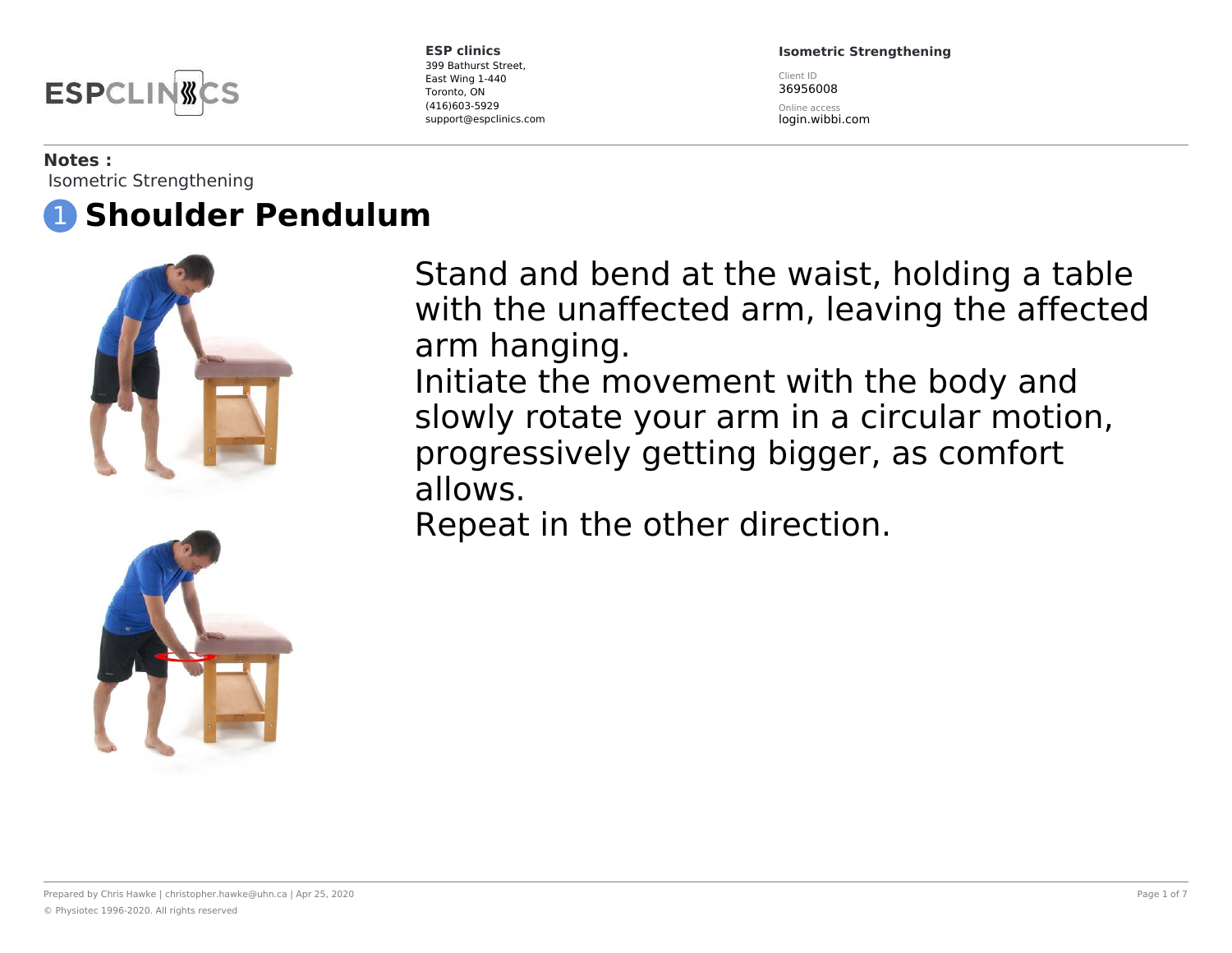ESPCLINICS

**ESP clinics**
399 Bathurst Street,
East Wing 1-440
Toronto, ON
(416)603-5929
support@espclinics.com

**Isometric Strengthening**

Client ID
36956008

Online access
login.wibbi.com

**Notes :**
Isometric Strengthening

# 1 Shoulder Pendulum

Stand and bend at the waist, holding a table with the unaffected arm, leaving the affected arm hanging.
Initiate the movement with the body and slowly rotate your arm in a circular motion, progressively getting bigger, as comfort allows.
Repeat in the other direction.

Prepared by Chris Hawke | christopher.hawke@uhn.ca | Apr 25, 2020

© Physiotec 1996-2020. All rights reserved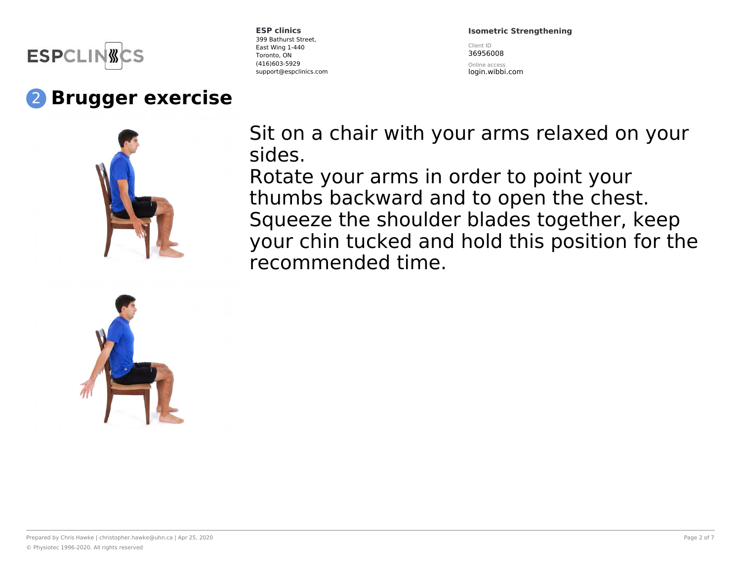# 2 Brugger exercise

Sit on a chair with your arms relaxed on your sides.
Rotate your arms in order to point your thumbs backward and to open the chest.
Squeeze the shoulder blades together, keep your chin tucked and hold this position for the recommended time.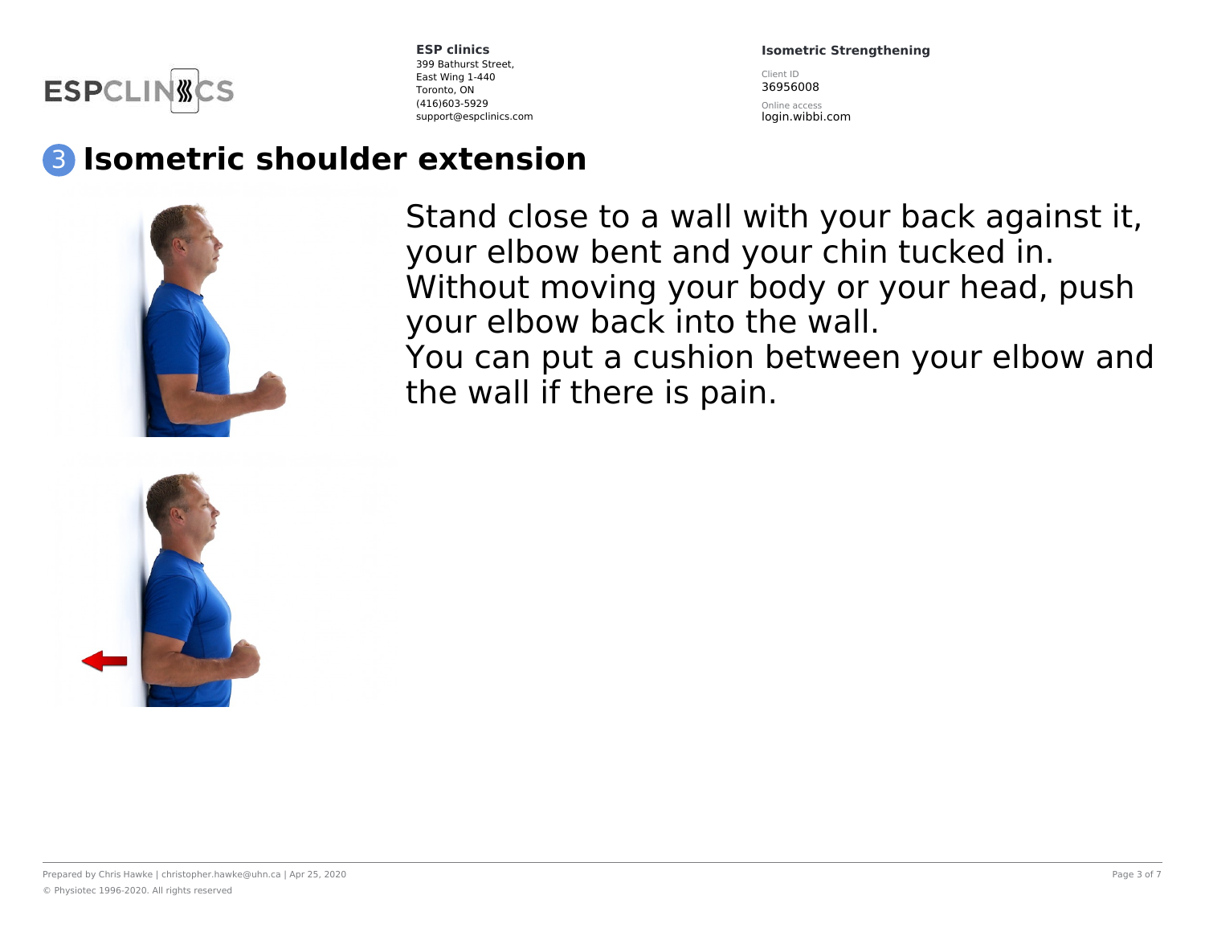# 3 Isometric shoulder extension

Stand close to a wall with your back against it, your elbow bent and your chin tucked in.
Without moving your body or your head, push your elbow back into the wall.
You can put a cushion between your elbow and the wall if there is pain.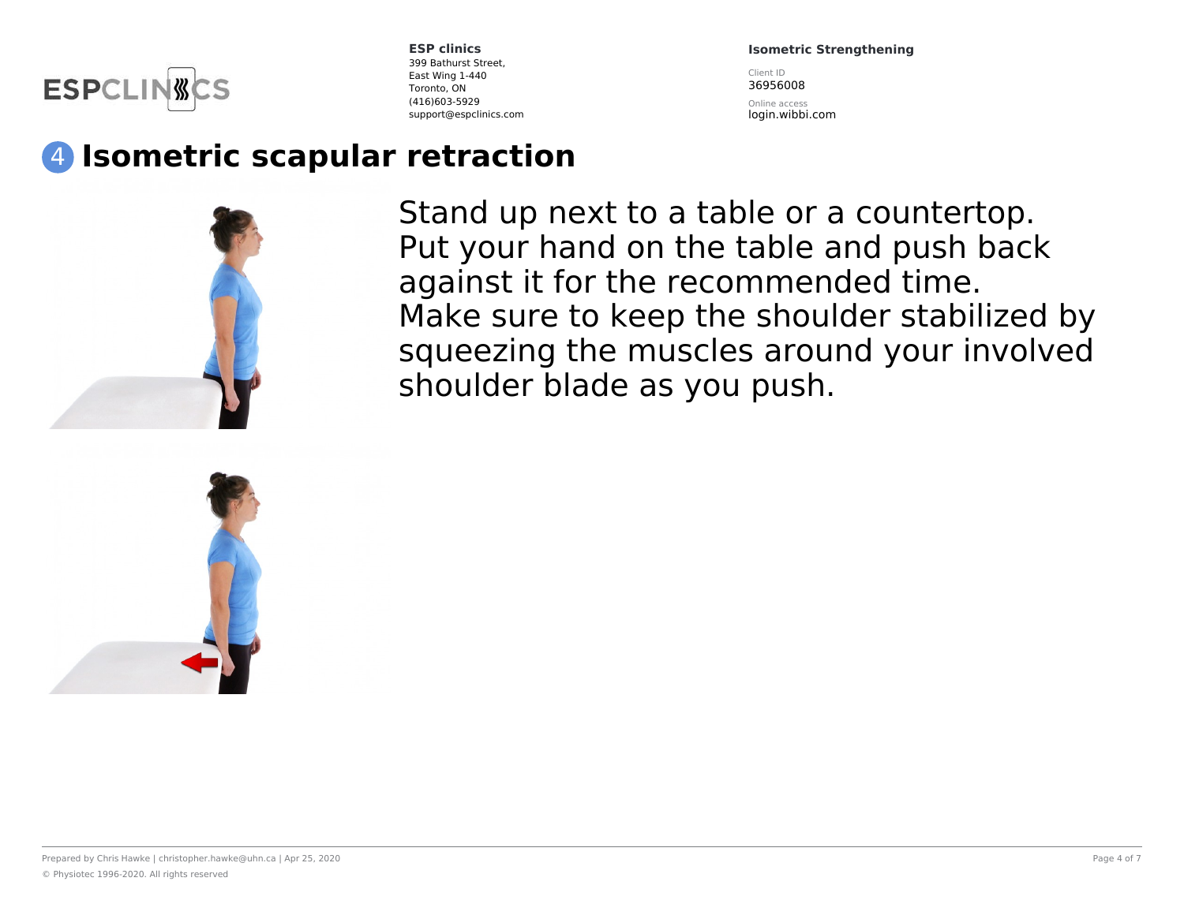ESP clinics
399 Bathurst Street,
East Wing 1-440
Toronto, ON
(416)603-5929
support@espclinics.com

**Isometric Strengthening**

Client ID
36956008

Online access
login.wibbi.com

## 4 Isometric scapular retraction

Stand up next to a table or a countertop. Put your hand on the table and push back against it for the recommended time. Make sure to keep the shoulder stabilized by squeezing the muscles around your involved shoulder blade as you push.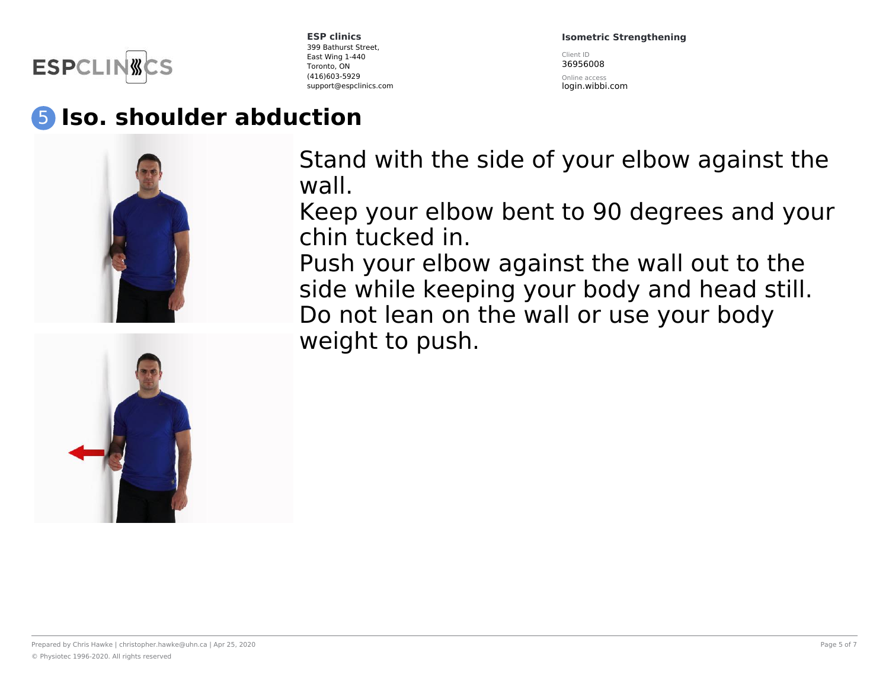# 5 Iso. shoulder abduction

Stand with the side of your elbow against the wall.
Keep your elbow bent to 90 degrees and your chin tucked in.
Push your elbow against the wall out to the side while keeping your body and head still.
Do not lean on the wall or use your body weight to push.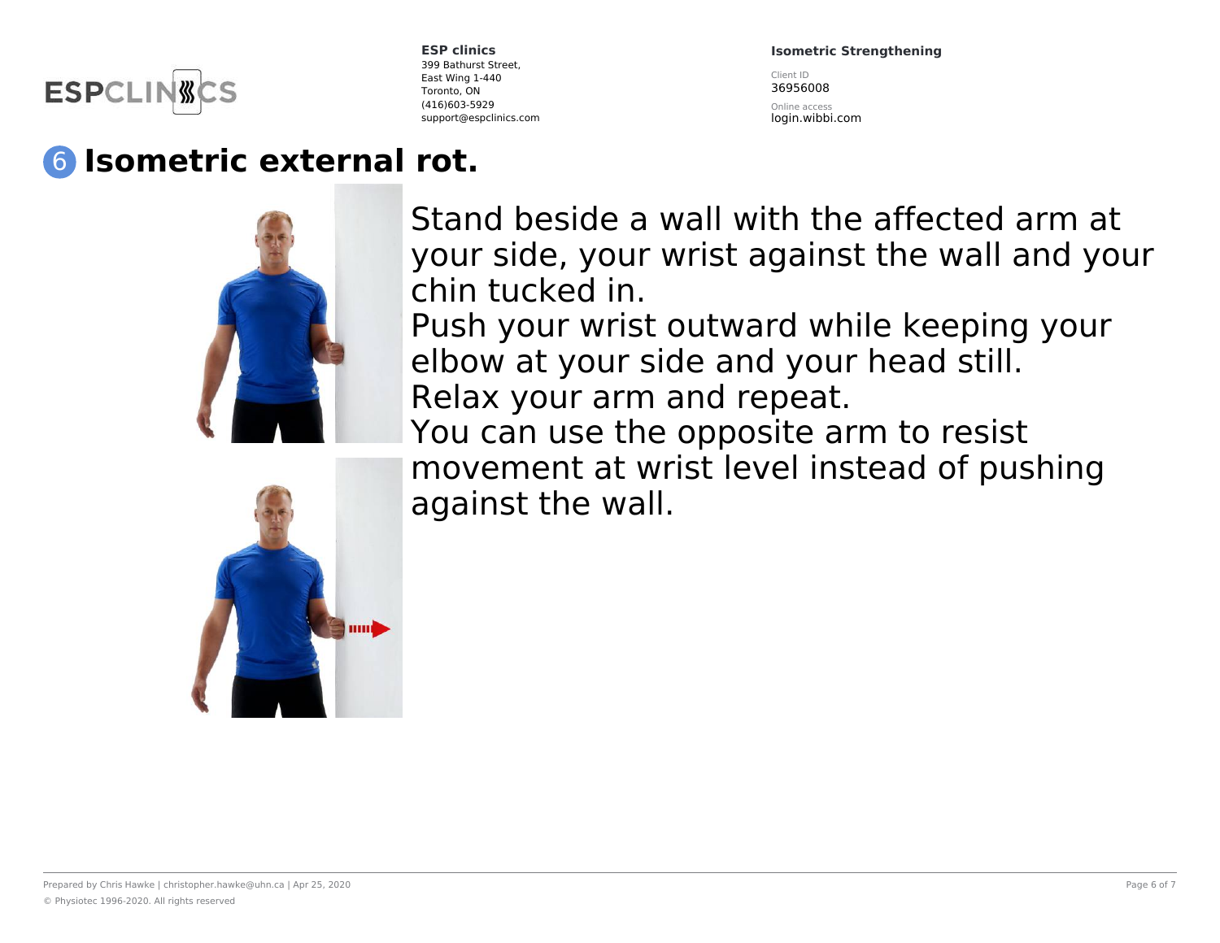ESP clinics
399 Bathurst Street,
East Wing 1-440
Toronto, ON
(416)603-5929
support@espclinics.com

**Isometric Strengthening**

Client ID
36956008

Online access
login.wibbi.com

# 6 Isometric external rot.

Stand beside a wall with the affected arm at your side, your wrist against the wall and your chin tucked in.
Push your wrist outward while keeping your elbow at your side and your head still.
Relax your arm and repeat.
You can use the opposite arm to resist movement at wrist level instead of pushing against the wall.

Prepared by Chris Hawke | christopher.hawke@uhn.ca | Apr 25, 2020

© Physiotec 1996-2020. All rights reserved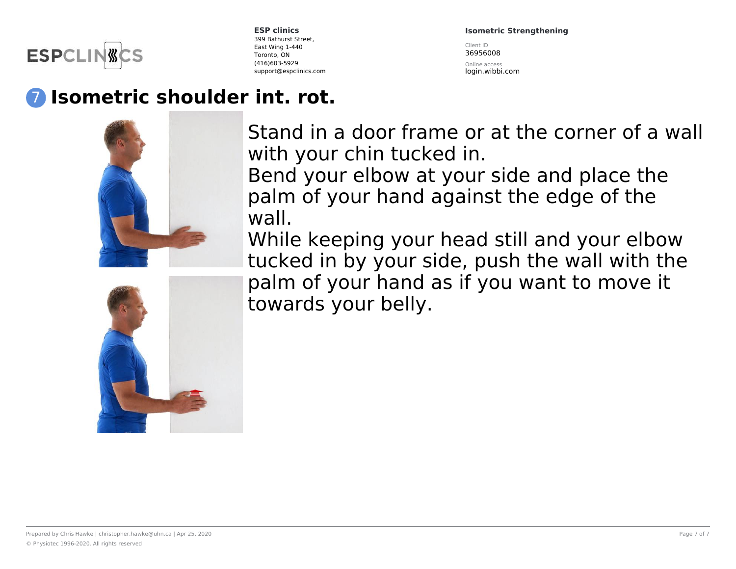ESP clinics
399 Bathurst Street,
East Wing 1-440
Toronto, ON
(416)603-5929
support@espclinics.com

**Isometric Strengthening**

Client ID
36956008

Online access
login.wibbi.com

# 7 Isometric shoulder int. rot.

Stand in a door frame or at the corner of a wall with your chin tucked in.
Bend your elbow at your side and place the palm of your hand against the edge of the wall.
While keeping your head still and your elbow tucked in by your side, push the wall with the palm of your hand as if you want to move it towards your belly.

Prepared by Chris Hawke | christopher.hawke@uhn.ca | Apr 25, 2020

© Physiotec 1996-2020. All rights reserved